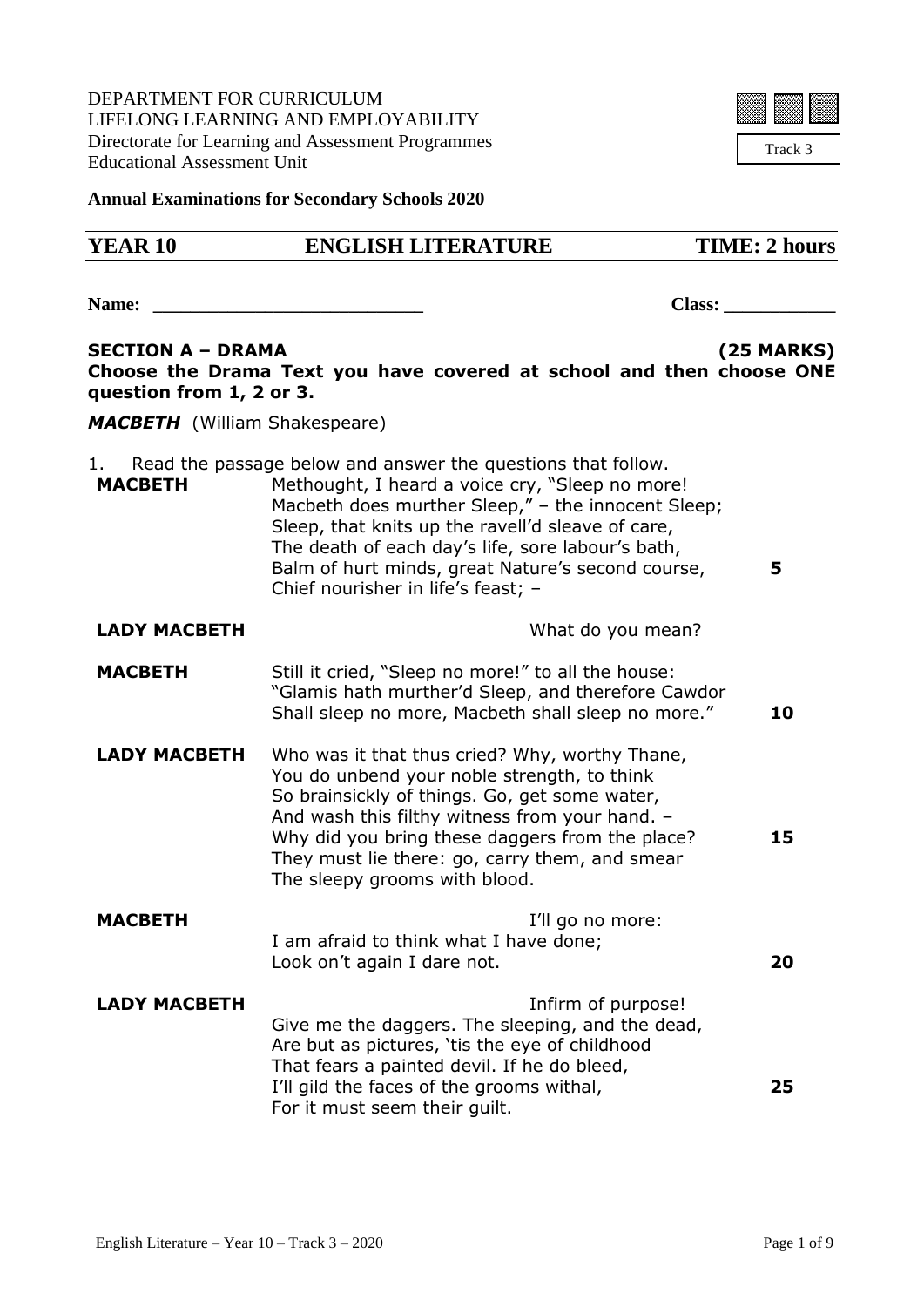DEPARTMENT FOR CURRICULUM
LIFELONG LEARNING AND EMPLOYABILITY
Directorate for Learning and Assessment Programmes
Educational Assessment Unit

Track 3

**Annual Examinations for Secondary Schools 2020**

## YEAR 10 ENGLISH LITERATURE TIME: 2 hours

**Name:** ___________________________ **Class:** ___________

**SECTION A – DRAMA (25 MARKS)**
**Choose the Drama Text you have covered at school and then choose ONE question from 1, 2 or 3.**

***MACBETH*** (William Shakespeare)

1. Read the passage below and answer the questions that follow.

**MACBETH** Methought, I heard a voice cry, "Sleep no more!
Macbeth does murther Sleep," – the innocent Sleep;
Sleep, that knits up the ravell'd sleave of care,
The death of each day's life, sore labour's bath,
Balm of hurt minds, great Nature's second course, **5**
Chief nourisher in life's feast; –

**LADY MACBETH** What do you mean?

**MACBETH** Still it cried, "Sleep no more!" to all the house:
"Glamis hath murther'd Sleep, and therefore Cawdor
Shall sleep no more, Macbeth shall sleep no more." **10**

**LADY MACBETH** Who was it that thus cried? Why, worthy Thane,
You do unbend your noble strength, to think
So brainsickly of things. Go, get some water,
And wash this filthy witness from your hand. –
Why did you bring these daggers from the place? **15**
They must lie there: go, carry them, and smear
The sleepy grooms with blood.

**MACBETH** I'll go no more:
I am afraid to think what I have done;
Look on't again I dare not. **20**

**LADY MACBETH** Infirm of purpose!
Give me the daggers. The sleeping, and the dead,
Are but as pictures, 'tis the eye of childhood
That fears a painted devil. If he do bleed,
I'll gild the faces of the grooms withal, **25**
For it must seem their guilt.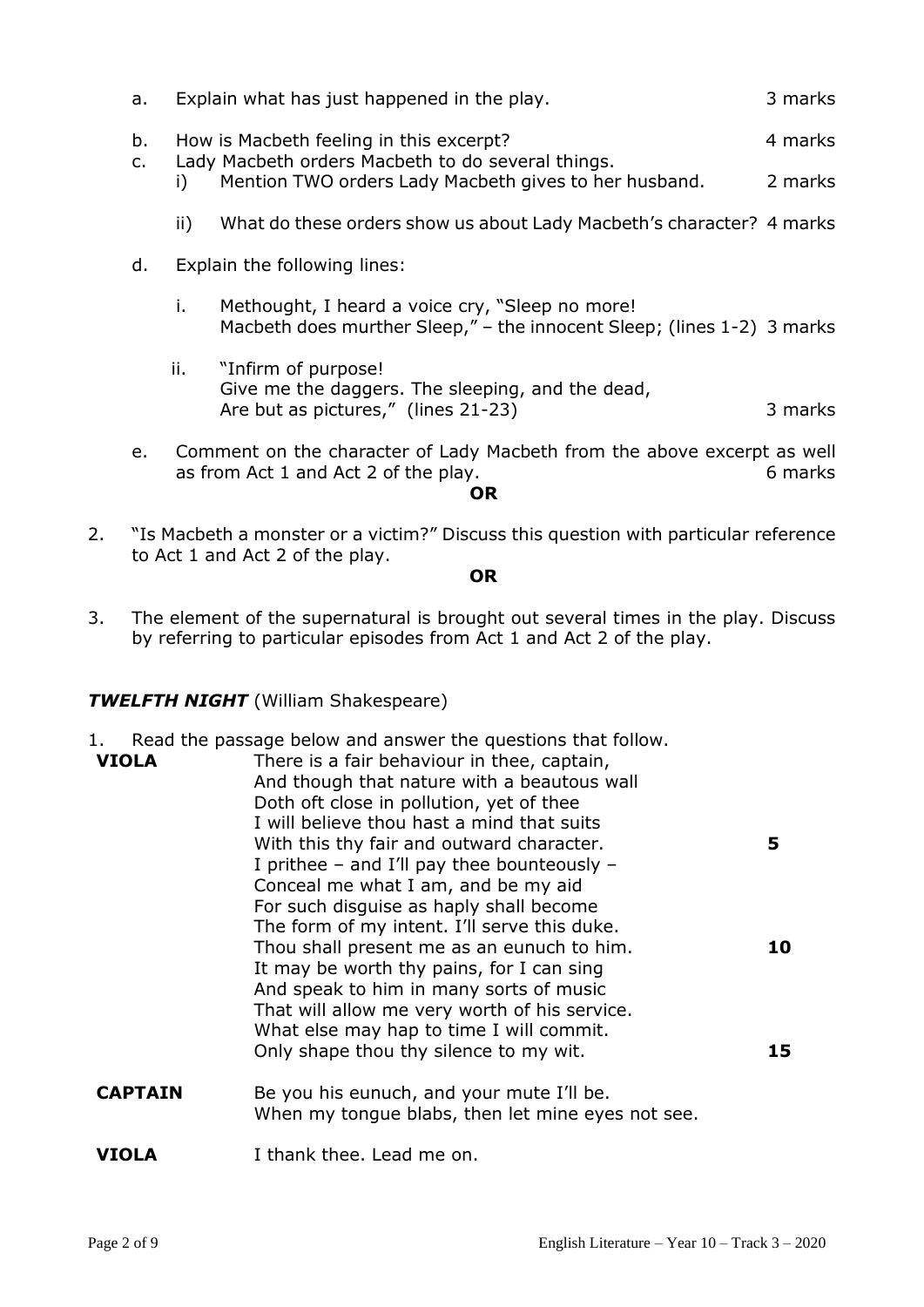a. Explain what has just happened in the play. 3 marks

b. How is Macbeth feeling in this excerpt? 4 marks

c. Lady Macbeth orders Macbeth to do several things.

   i) Mention TWO orders Lady Macbeth gives to her husband. 2 marks

   ii) What do these orders show us about Lady Macbeth's character? 4 marks

d. Explain the following lines:

   i. Methought, I heard a voice cry, "Sleep no more!
      Macbeth does murther Sleep," – the innocent Sleep; (lines 1-2) 3 marks

   ii. "Infirm of purpose!
       Give me the daggers. The sleeping, and the dead,
       Are but as pictures," (lines 21-23) 3 marks

e. Comment on the character of Lady Macbeth from the above excerpt as well as from Act 1 and Act 2 of the play. 6 marks

**OR**

2. "Is Macbeth a monster or a victim?" Discuss this question with particular reference to Act 1 and Act 2 of the play.

**OR**

3. The element of the supernatural is brought out several times in the play. Discuss by referring to particular episodes from Act 1 and Act 2 of the play.

### ***TWELFTH NIGHT*** (William Shakespeare)

1. Read the passage below and answer the questions that follow.

**VIOLA**
There is a fair behaviour in thee, captain,
And though that nature with a beautous wall
Doth oft close in pollution, yet of thee
I will believe thou hast a mind that suits
With this thy fair and outward character. **5**
I prithee – and I'll pay thee bounteously –
Conceal me what I am, and be my aid
For such disguise as haply shall become
The form of my intent. I'll serve this duke.
Thou shall present me as an eunuch to him. **10**
It may be worth thy pains, for I can sing
And speak to him in many sorts of music
That will allow me very worth of his service.
What else may hap to time I will commit.
Only shape thou thy silence to my wit. **15**

**CAPTAIN**
Be you his eunuch, and your mute I'll be.
When my tongue blabs, then let mine eyes not see.

**VIOLA**
I thank thee. Lead me on.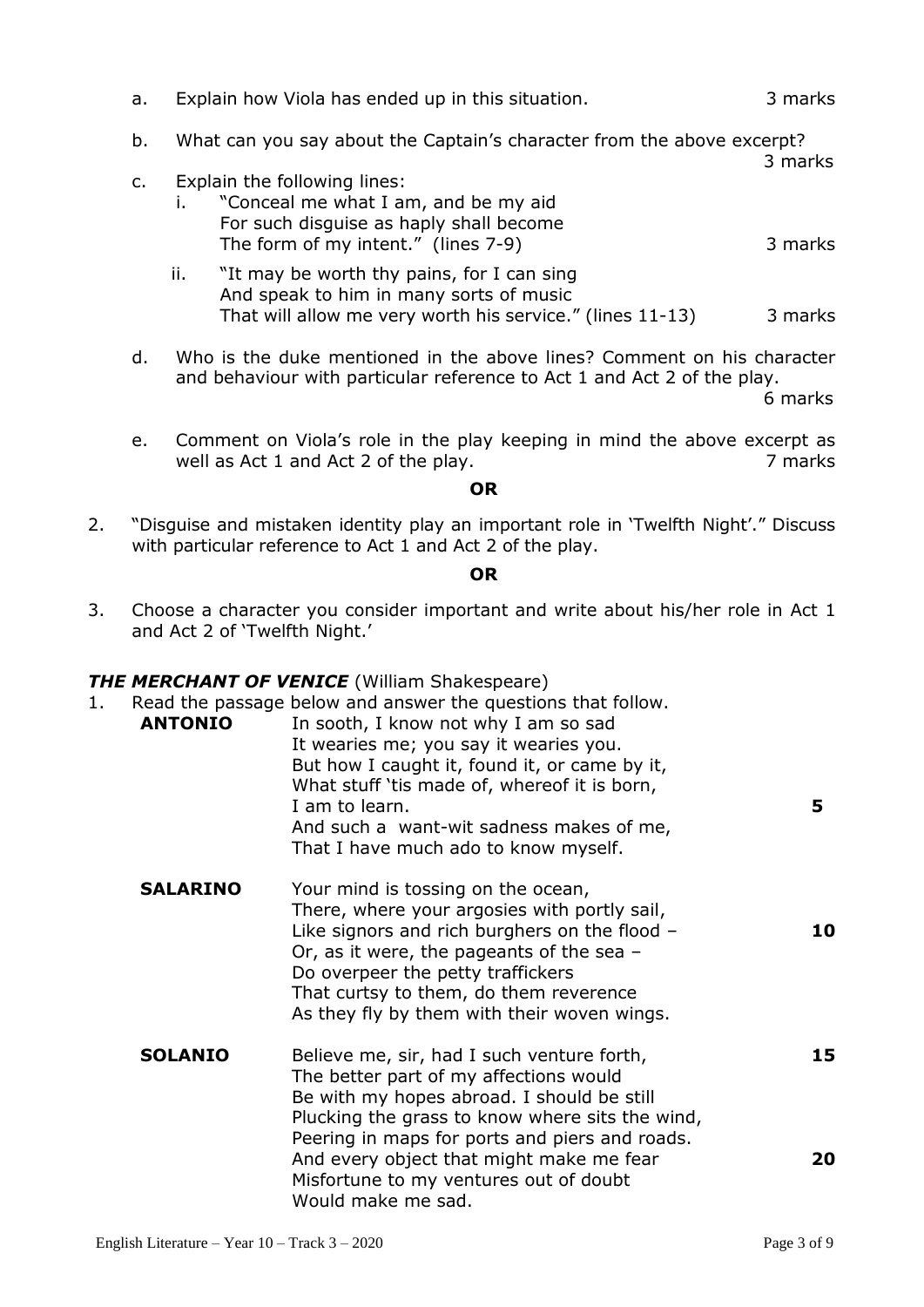a. Explain how Viola has ended up in this situation. 3 marks

b. What can you say about the Captain's character from the above excerpt? 3 marks

c. Explain the following lines:

   i. "Conceal me what I am, and be my aid  
   For such disguise as haply shall become  
   The form of my intent." (lines 7-9) 3 marks

   ii. "It may be worth thy pains, for I can sing  
   And speak to him in many sorts of music  
   That will allow me very worth his service." (lines 11-13) 3 marks

d. Who is the duke mentioned in the above lines? Comment on his character and behaviour with particular reference to Act 1 and Act 2 of the play. 6 marks

e. Comment on Viola's role in the play keeping in mind the above excerpt as well as Act 1 and Act 2 of the play. 7 marks

**OR**

2. "Disguise and mistaken identity play an important role in 'Twelfth Night'." Discuss with particular reference to Act 1 and Act 2 of the play.

**OR**

3. Choose a character you consider important and write about his/her role in Act 1 and Act 2 of 'Twelfth Night.'

### ***THE MERCHANT OF VENICE*** (William Shakespeare)

1. Read the passage below and answer the questions that follow.

**ANTONIO**  
In sooth, I know not why I am so sad  
It wearies me; you say it wearies you.  
But how I caught it, found it, or came by it,  
What stuff 'tis made of, whereof it is born,  
I am to learn. **5**  
And such a want-wit sadness makes of me,  
That I have much ado to know myself.

**SALARINO**  
Your mind is tossing on the ocean,  
There, where your argosies with portly sail,  
Like signors and rich burghers on the flood – **10**  
Or, as it were, the pageants of the sea –  
Do overpeer the petty traffickers  
That curtsy to them, do them reverence  
As they fly by them with their woven wings.

**SOLANIO**  
Believe me, sir, had I such venture forth, **15**  
The better part of my affections would  
Be with my hopes abroad. I should be still  
Plucking the grass to know where sits the wind,  
Peering in maps for ports and piers and roads.  
And every object that might make me fear **20**  
Misfortune to my ventures out of doubt  
Would make me sad.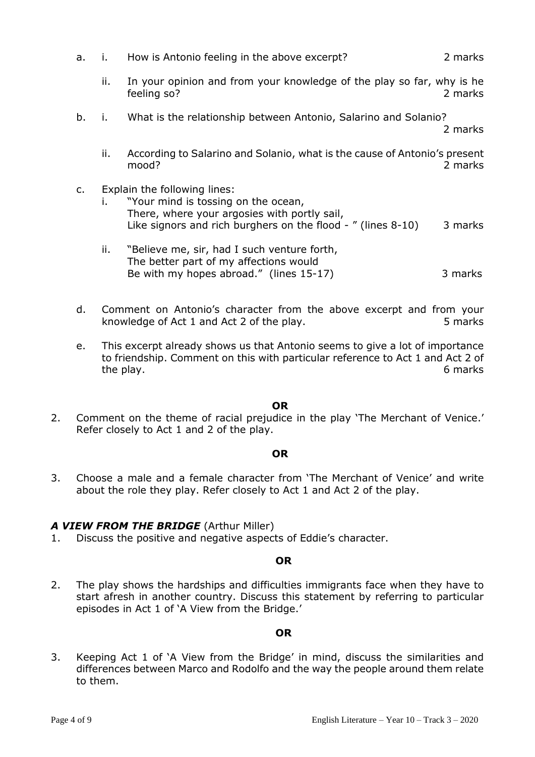a. i. How is Antonio feeling in the above excerpt? 2 marks

   ii. In your opinion and from your knowledge of the play so far, why is he feeling so? 2 marks

b. i. What is the relationship between Antonio, Salarino and Solanio? 2 marks

   ii. According to Salarino and Solanio, what is the cause of Antonio's present mood? 2 marks

c. Explain the following lines:

   i. "Your mind is tossing on the ocean,
   There, where your argosies with portly sail,
   Like signors and rich burghers on the flood - " (lines 8-10) 3 marks

   ii. "Believe me, sir, had I such venture forth,
   The better part of my affections would
   Be with my hopes abroad." (lines 15-17) 3 marks

d. Comment on Antonio's character from the above excerpt and from your knowledge of Act 1 and Act 2 of the play. 5 marks

e. This excerpt already shows us that Antonio seems to give a lot of importance to friendship. Comment on this with particular reference to Act 1 and Act 2 of the play. 6 marks

**OR**

2. Comment on the theme of racial prejudice in the play 'The Merchant of Venice.' Refer closely to Act 1 and 2 of the play.

**OR**

3. Choose a male and a female character from 'The Merchant of Venice' and write about the role they play. Refer closely to Act 1 and Act 2 of the play.

### ***A VIEW FROM THE BRIDGE*** (Arthur Miller)

1. Discuss the positive and negative aspects of Eddie's character.

**OR**

2. The play shows the hardships and difficulties immigrants face when they have to start afresh in another country. Discuss this statement by referring to particular episodes in Act 1 of 'A View from the Bridge.'

**OR**

3. Keeping Act 1 of 'A View from the Bridge' in mind, discuss the similarities and differences between Marco and Rodolfo and the way the people around them relate to them.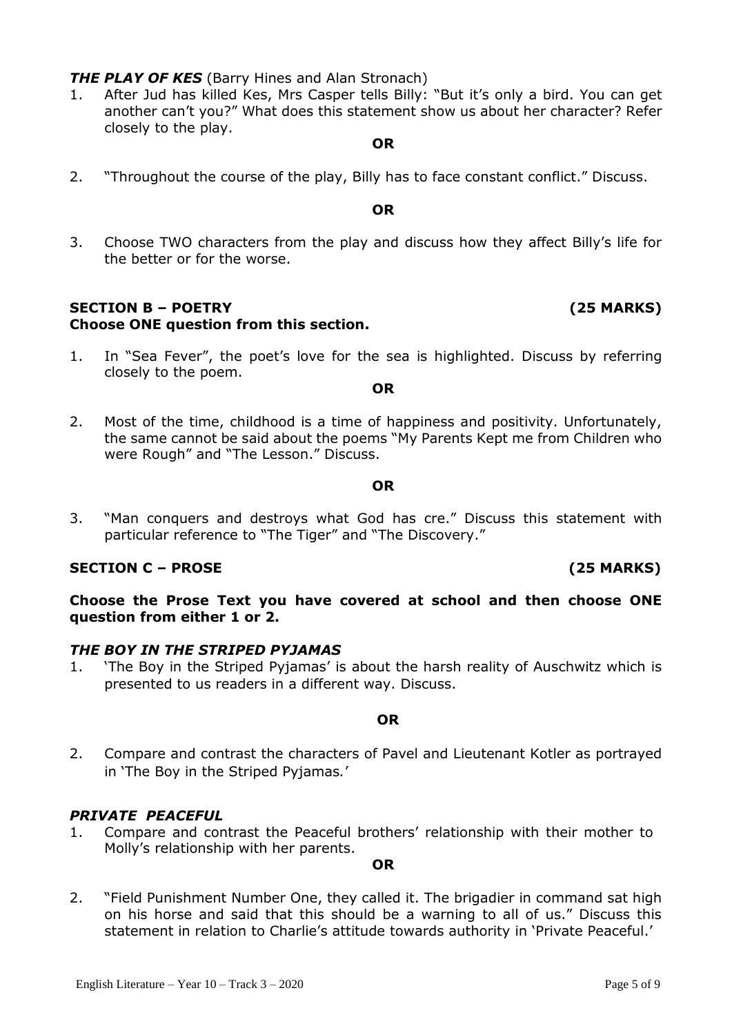***THE PLAY OF KES*** (Barry Hines and Alan Stronach)

1. After Jud has killed Kes, Mrs Casper tells Billy: "But it's only a bird. You can get another can't you?" What does this statement show us about her character? Refer closely to the play.

**OR**

2. "Throughout the course of the play, Billy has to face constant conflict." Discuss.

**OR**

3. Choose TWO characters from the play and discuss how they affect Billy's life for the better or for the worse.

## SECTION B – POETRY (25 MARKS)

**Choose ONE question from this section.**

1. In "Sea Fever", the poet's love for the sea is highlighted. Discuss by referring closely to the poem.

**OR**

2. Most of the time, childhood is a time of happiness and positivity. Unfortunately, the same cannot be said about the poems "My Parents Kept me from Children who were Rough" and "The Lesson." Discuss.

**OR**

3. "Man conquers and destroys what God has cre." Discuss this statement with particular reference to "The Tiger" and "The Discovery."

## SECTION C – PROSE (25 MARKS)

**Choose the Prose Text you have covered at school and then choose ONE question from either 1 or 2.**

***THE BOY IN THE STRIPED PYJAMAS***

1. 'The Boy in the Striped Pyjamas' is about the harsh reality of Auschwitz which is presented to us readers in a different way. Discuss.

**OR**

2. Compare and contrast the characters of Pavel and Lieutenant Kotler as portrayed in 'The Boy in the Striped Pyjamas.'

***PRIVATE PEACEFUL***

1. Compare and contrast the Peaceful brothers' relationship with their mother to Molly's relationship with her parents.

**OR**

2. "Field Punishment Number One, they called it. The brigadier in command sat high on his horse and said that this should be a warning to all of us." Discuss this statement in relation to Charlie's attitude towards authority in 'Private Peaceful.'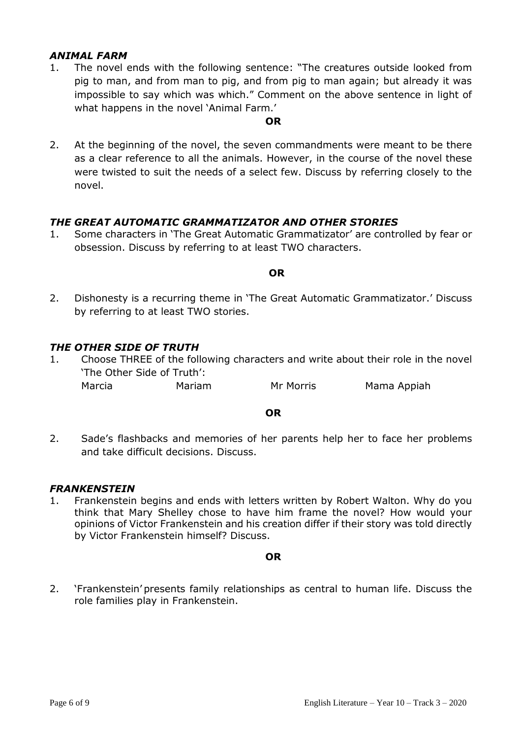### *ANIMAL FARM*

1. The novel ends with the following sentence: "The creatures outside looked from pig to man, and from man to pig, and from pig to man again; but already it was impossible to say which was which." Comment on the above sentence in light of what happens in the novel 'Animal Farm.'

**OR**

2. At the beginning of the novel, the seven commandments were meant to be there as a clear reference to all the animals. However, in the course of the novel these were twisted to suit the needs of a select few. Discuss by referring closely to the novel.

### *THE GREAT AUTOMATIC GRAMMATIZATOR AND OTHER STORIES*

1. Some characters in 'The Great Automatic Grammatizator' are controlled by fear or obsession. Discuss by referring to at least TWO characters.

**OR**

2. Dishonesty is a recurring theme in 'The Great Automatic Grammatizator.' Discuss by referring to at least TWO stories.

### *THE OTHER SIDE OF TRUTH*

1. Choose THREE of the following characters and write about their role in the novel 'The Other Side of Truth':

   Marcia  Mariam  Mr Morris  Mama Appiah

**OR**

2. Sade's flashbacks and memories of her parents help her to face her problems and take difficult decisions. Discuss.

### *FRANKENSTEIN*

1. Frankenstein begins and ends with letters written by Robert Walton. Why do you think that Mary Shelley chose to have him frame the novel? How would your opinions of Victor Frankenstein and his creation differ if their story was told directly by Victor Frankenstein himself? Discuss.

**OR**

2. 'Frankenstein' presents family relationships as central to human life. Discuss the role families play in Frankenstein.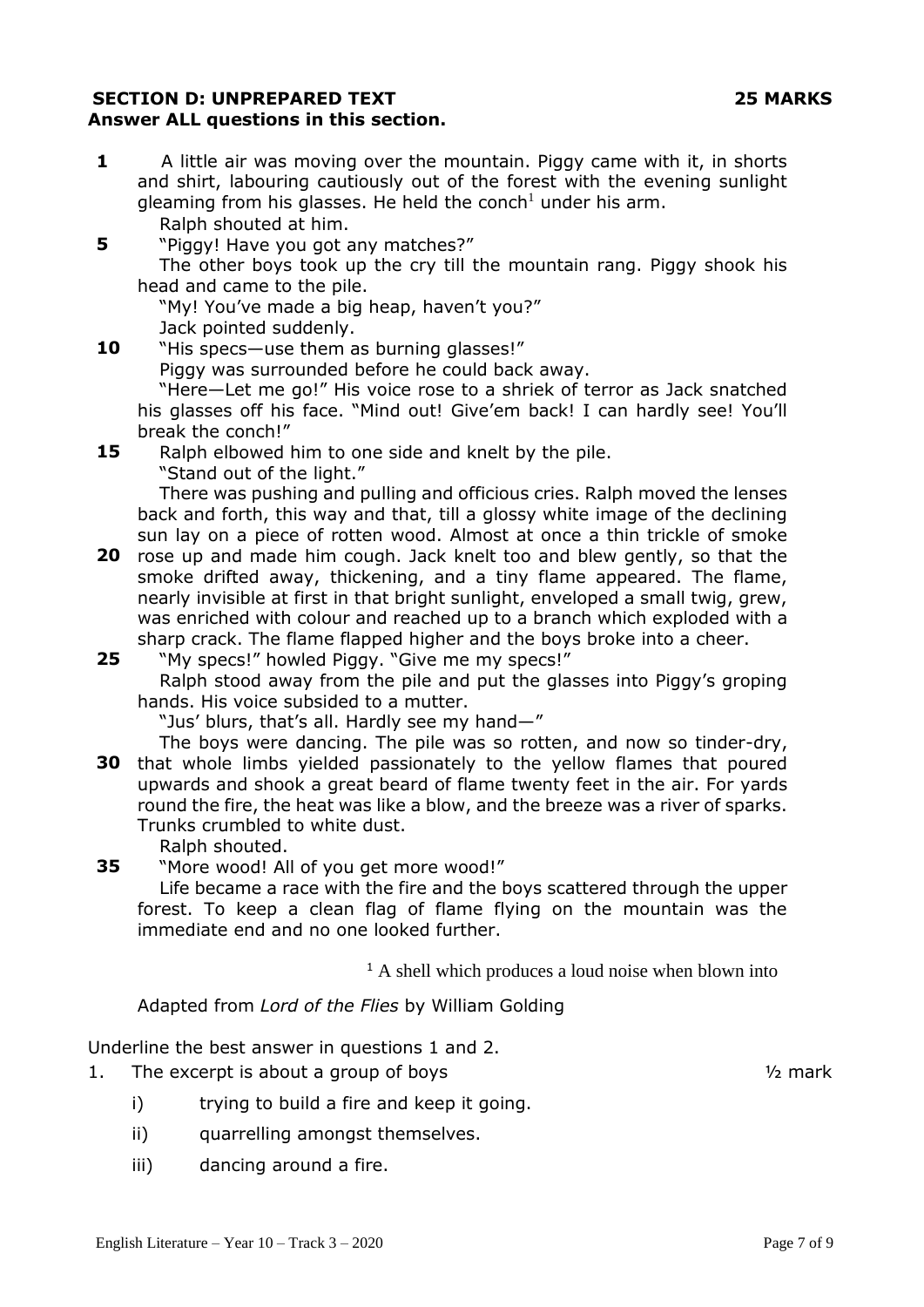## SECTION D: UNPREPARED TEXT — 25 MARKS

**Answer ALL questions in this section.**

**1** A little air was moving over the mountain. Piggy came with it, in shorts and shirt, labouring cautiously out of the forest with the evening sunlight gleaming from his glasses. He held the conch[1] under his arm.

Ralph shouted at him.

**5** "Piggy! Have you got any matches?"

The other boys took up the cry till the mountain rang. Piggy shook his head and came to the pile.

"My! You've made a big heap, haven't you?"

Jack pointed suddenly.

**10** "His specs—use them as burning glasses!"

Piggy was surrounded before he could back away.

"Here—Let me go!" His voice rose to a shriek of terror as Jack snatched his glasses off his face. "Mind out! Give'em back! I can hardly see! You'll break the conch!"

**15** Ralph elbowed him to one side and knelt by the pile.

"Stand out of the light."

There was pushing and pulling and officious cries. Ralph moved the lenses back and forth, this way and that, till a glossy white image of the declining sun lay on a piece of rotten wood. Almost at once a thin trickle of smoke **20** rose up and made him cough. Jack knelt too and blew gently, so that the smoke drifted away, thickening, and a tiny flame appeared. The flame, nearly invisible at first in that bright sunlight, enveloped a small twig, grew, was enriched with colour and reached up to a branch which exploded with a sharp crack. The flame flapped higher and the boys broke into a cheer.

**25** "My specs!" howled Piggy. "Give me my specs!"

Ralph stood away from the pile and put the glasses into Piggy's groping hands. His voice subsided to a mutter.

"Jus' blurs, that's all. Hardly see my hand—"

The boys were dancing. The pile was so rotten, and now so tinder-dry, **30** that whole limbs yielded passionately to the yellow flames that poured upwards and shook a great beard of flame twenty feet in the air. For yards round the fire, the heat was like a blow, and the breeze was a river of sparks. Trunks crumbled to white dust.

Ralph shouted.

**35** "More wood! All of you get more wood!"

Life became a race with the fire and the boys scattered through the upper forest. To keep a clean flag of flame flying on the mountain was the immediate end and no one looked further.

[1] A shell which produces a loud noise when blown into

Adapted from *Lord of the Flies* by William Golding

Underline the best answer in questions 1 and 2.

1. The excerpt is about a group of boys — ½ mark

   i) trying to build a fire and keep it going.

   ii) quarrelling amongst themselves.

   iii) dancing around a fire.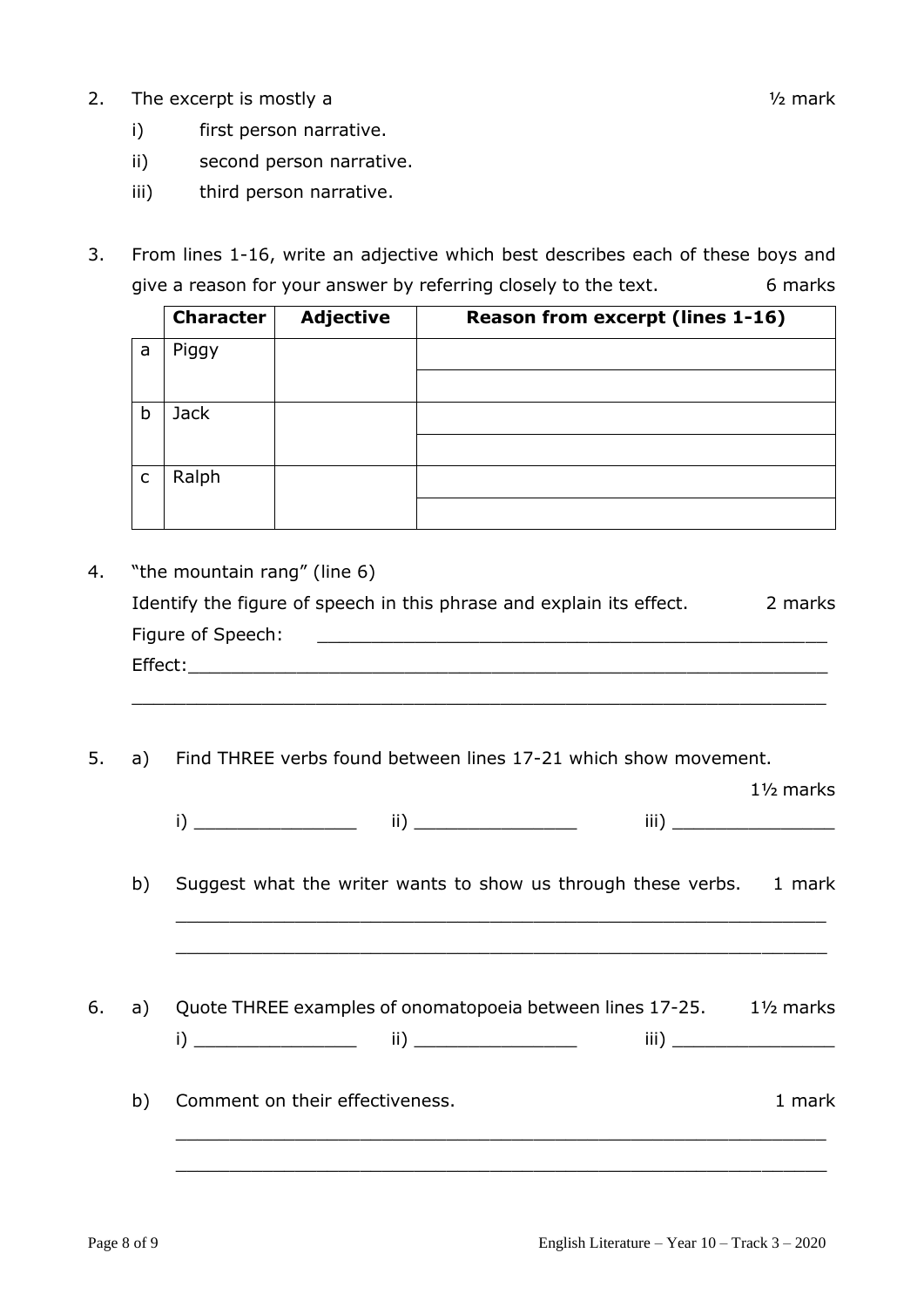2. The excerpt is mostly a ½ mark

   i) first person narrative.

   ii) second person narrative.

   iii) third person narrative.

3. From lines 1-16, write an adjective which best describes each of these boys and give a reason for your answer by referring closely to the text. 6 marks

| | Character | Adjective | Reason from excerpt (lines 1-16) |
|---|---|---|---|
| a | Piggy | | |
| b | Jack | | |
| c | Ralph | | |

4. "the mountain rang" (line 6)

   Identify the figure of speech in this phrase and explain its effect. 2 marks

   Figure of Speech: ______________________________________________

   Effect:_________________________________________________________

   ________________________________________________________________

5. a) Find THREE verbs found between lines 17-21 which show movement. 1½ marks

   i) _______________ ii) _______________ iii) _______________

   b) Suggest what the writer wants to show us through these verbs. 1 mark

   ________________________________________________________________

   ________________________________________________________________

6. a) Quote THREE examples of onomatopoeia between lines 17-25. 1½ marks

   i) _______________ ii) _______________ iii) _______________

   b) Comment on their effectiveness. 1 mark

   ________________________________________________________________

   ________________________________________________________________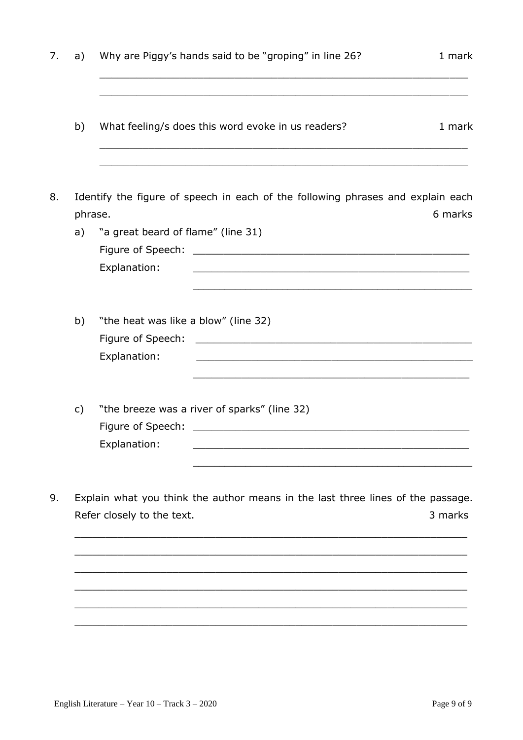7. a) Why are Piggy's hands said to be "groping" in line 26? 1 mark

______________________________________________________________

______________________________________________________________

b) What feeling/s does this word evoke in us readers? 1 mark

______________________________________________________________

______________________________________________________________

8. Identify the figure of speech in each of the following phrases and explain each phrase. 6 marks

a) "a great beard of flame" (line 31)

Figure of Speech: ______________________________________________

Explanation: ______________________________________________

______________________________________________

b) "the heat was like a blow" (line 32)

Figure of Speech: ______________________________________________

Explanation: ______________________________________________

______________________________________________

c) "the breeze was a river of sparks" (line 32)

Figure of Speech: ______________________________________________

Explanation: ______________________________________________

______________________________________________

9. Explain what you think the author means in the last three lines of the passage. Refer closely to the text. 3 marks

______________________________________________________________

______________________________________________________________

______________________________________________________________

______________________________________________________________

______________________________________________________________

______________________________________________________________